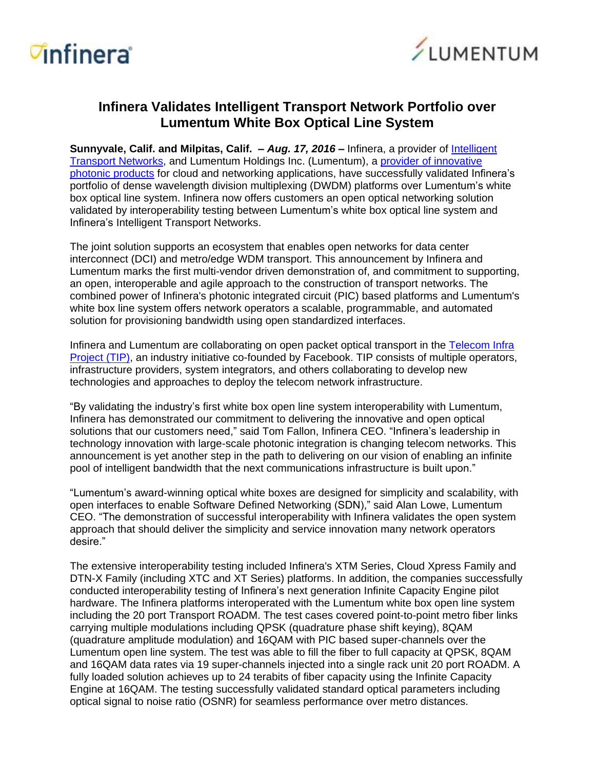# Infinera Validates Intelligent Transport Network Portfolio over Lumentum White Box Optical Line System

**Sunnyvale, Calif. and Milpitas, Calif. –** ***Aug. 17, 2016*** **–** Infinera, a provider of [Intelligent Transport Networks](), and Lumentum Holdings Inc. (Lumentum), a [provider of innovative photonic products]() for cloud and networking applications, have successfully validated Infinera's portfolio of dense wavelength division multiplexing (DWDM) platforms over Lumentum's white box optical line system. Infinera now offers customers an open optical networking solution validated by interoperability testing between Lumentum's white box optical line system and Infinera's Intelligent Transport Networks.

The joint solution supports an ecosystem that enables open networks for data center interconnect (DCI) and metro/edge WDM transport. This announcement by Infinera and Lumentum marks the first multi-vendor driven demonstration of, and commitment to supporting, an open, interoperable and agile approach to the construction of transport networks. The combined power of Infinera's photonic integrated circuit (PIC) based platforms and Lumentum's white box line system offers network operators a scalable, programmable, and automated solution for provisioning bandwidth using open standardized interfaces.

Infinera and Lumentum are collaborating on open packet optical transport in the [Telecom Infra Project (TIP)](), an industry initiative co-founded by Facebook. TIP consists of multiple operators, infrastructure providers, system integrators, and others collaborating to develop new technologies and approaches to deploy the telecom network infrastructure.

"By validating the industry's first white box open line system interoperability with Lumentum, Infinera has demonstrated our commitment to delivering the innovative and open optical solutions that our customers need," said Tom Fallon, Infinera CEO. "Infinera's leadership in technology innovation with large-scale photonic integration is changing telecom networks. This announcement is yet another step in the path to delivering on our vision of enabling an infinite pool of intelligent bandwidth that the next communications infrastructure is built upon."

"Lumentum's award-winning optical white boxes are designed for simplicity and scalability, with open interfaces to enable Software Defined Networking (SDN)," said Alan Lowe, Lumentum CEO. "The demonstration of successful interoperability with Infinera validates the open system approach that should deliver the simplicity and service innovation many network operators desire."

The extensive interoperability testing included Infinera's XTM Series, Cloud Xpress Family and DTN-X Family (including XTC and XT Series) platforms. In addition, the companies successfully conducted interoperability testing of Infinera's next generation Infinite Capacity Engine pilot hardware. The Infinera platforms interoperated with the Lumentum white box open line system including the 20 port Transport ROADM. The test cases covered point-to-point metro fiber links carrying multiple modulations including QPSK (quadrature phase shift keying), 8QAM (quadrature amplitude modulation) and 16QAM with PIC based super-channels over the Lumentum open line system. The test was able to fill the fiber to full capacity at QPSK, 8QAM and 16QAM data rates via 19 super-channels injected into a single rack unit 20 port ROADM. A fully loaded solution achieves up to 24 terabits of fiber capacity using the Infinite Capacity Engine at 16QAM. The testing successfully validated standard optical parameters including optical signal to noise ratio (OSNR) for seamless performance over metro distances.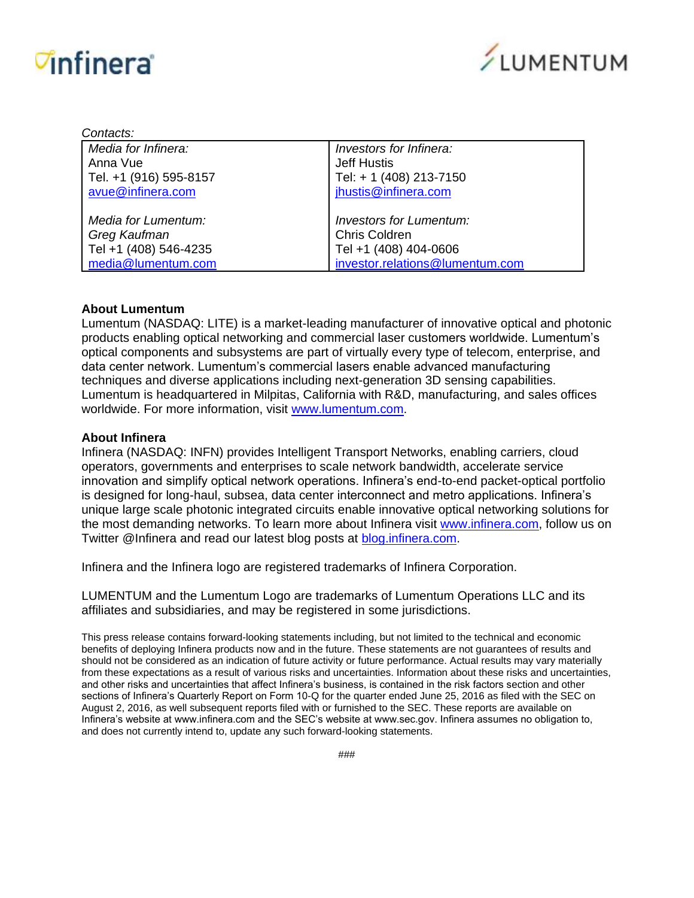*Contacts:*

| | |
|---|---|
| *Media for Infinera:*<br>Anna Vue<br>Tel. +1 (916) 595-8157<br>avue@infinera.com | *Investors for Infinera:*<br>Jeff Hustis<br>Tel: + 1 (408) 213-7150<br>jhustis@infinera.com |
| *Media for Lumentum:*<br>*Greg Kaufman*<br>Tel +1 (408) 546-4235<br>media@lumentum.com | *Investors for Lumentum:*<br>Chris Coldren<br>Tel +1 (408) 404-0606<br>investor.relations@lumentum.com |

**About Lumentum**
Lumentum (NASDAQ: LITE) is a market-leading manufacturer of innovative optical and photonic products enabling optical networking and commercial laser customers worldwide. Lumentum's optical components and subsystems are part of virtually every type of telecom, enterprise, and data center network. Lumentum's commercial lasers enable advanced manufacturing techniques and diverse applications including next-generation 3D sensing capabilities. Lumentum is headquartered in Milpitas, California with R&D, manufacturing, and sales offices worldwide. For more information, visit www.lumentum.com.

**About Infinera**
Infinera (NASDAQ: INFN) provides Intelligent Transport Networks, enabling carriers, cloud operators, governments and enterprises to scale network bandwidth, accelerate service innovation and simplify optical network operations. Infinera's end-to-end packet-optical portfolio is designed for long-haul, subsea, data center interconnect and metro applications. Infinera's unique large scale photonic integrated circuits enable innovative optical networking solutions for the most demanding networks. To learn more about Infinera visit www.infinera.com, follow us on Twitter @Infinera and read our latest blog posts at blog.infinera.com.

Infinera and the Infinera logo are registered trademarks of Infinera Corporation.

LUMENTUM and the Lumentum Logo are trademarks of Lumentum Operations LLC and its affiliates and subsidiaries, and may be registered in some jurisdictions.

This press release contains forward-looking statements including, but not limited to the technical and economic benefits of deploying Infinera products now and in the future. These statements are not guarantees of results and should not be considered as an indication of future activity or future performance. Actual results may vary materially from these expectations as a result of various risks and uncertainties. Information about these risks and uncertainties, and other risks and uncertainties that affect Infinera's business, is contained in the risk factors section and other sections of Infinera's Quarterly Report on Form 10-Q for the quarter ended June 25, 2016 as filed with the SEC on August 2, 2016, as well subsequent reports filed with or furnished to the SEC. These reports are available on Infinera's website at www.infinera.com and the SEC's website at www.sec.gov. Infinera assumes no obligation to, and does not currently intend to, update any such forward-looking statements.

###